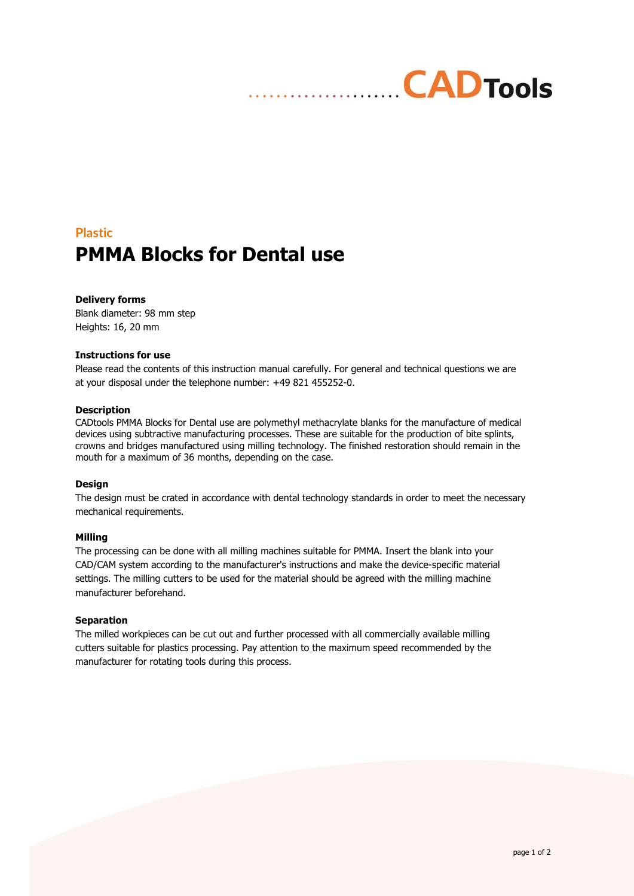CADTools

Plastic

# PMMA Blocks for Dental use

**Delivery forms**

Blank diameter: 98 mm step
Heights: 16, 20 mm

**Instructions for use**

Please read the contents of this instruction manual carefully. For general and technical questions we are at your disposal under the telephone number: +49 821 455252-0.

**Description**

CADtools PMMA Blocks for Dental use are polymethyl methacrylate blanks for the manufacture of medical devices using subtractive manufacturing processes. These are suitable for the production of bite splints, crowns and bridges manufactured using milling technology. The finished restoration should remain in the mouth for a maximum of 36 months, depending on the case.

**Design**

The design must be crated in accordance with dental technology standards in order to meet the necessary mechanical requirements.

**Milling**

The processing can be done with all milling machines suitable for PMMA. Insert the blank into your CAD/CAM system according to the manufacturer's instructions and make the device-specific material settings. The milling cutters to be used for the material should be agreed with the milling machine manufacturer beforehand.

**Separation**

The milled workpieces can be cut out and further processed with all commercially available milling cutters suitable for plastics processing. Pay attention to the maximum speed recommended by the manufacturer for rotating tools during this process.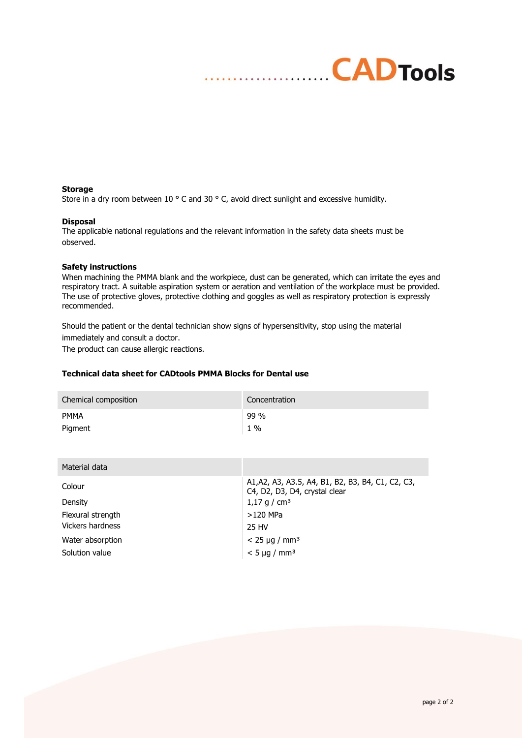### Storage

Store in a dry room between 10 ° C and 30 ° C, avoid direct sunlight and excessive humidity.

### Disposal

The applicable national regulations and the relevant information in the safety data sheets must be observed.

### Safety instructions

When machining the PMMA blank and the workpiece, dust can be generated, which can irritate the eyes and respiratory tract. A suitable aspiration system or aeration and ventilation of the workplace must be provided. The use of protective gloves, protective clothing and goggles as well as respiratory protection is expressly recommended.

Should the patient or the dental technician show signs of hypersensitivity, stop using the material immediately and consult a doctor.
The product can cause allergic reactions.

### Technical data sheet for CADtools PMMA Blocks for Dental use

| Chemical composition | Concentration |
|---|---|
| PMMA | 99 % |
| Pigment | 1 % |

| Material data | |
|---|---|
| Colour | A1,A2, A3, A3.5, A4, B1, B2, B3, B4, C1, C2, C3, C4, D2, D3, D4, crystal clear |
| Density | 1,17 g / cm³ |
| Flexural strength | >120 MPa |
| Vickers hardness | 25 HV |
| Water absorption | < 25 µg / mm³ |
| Solution value | < 5 µg / mm³ |